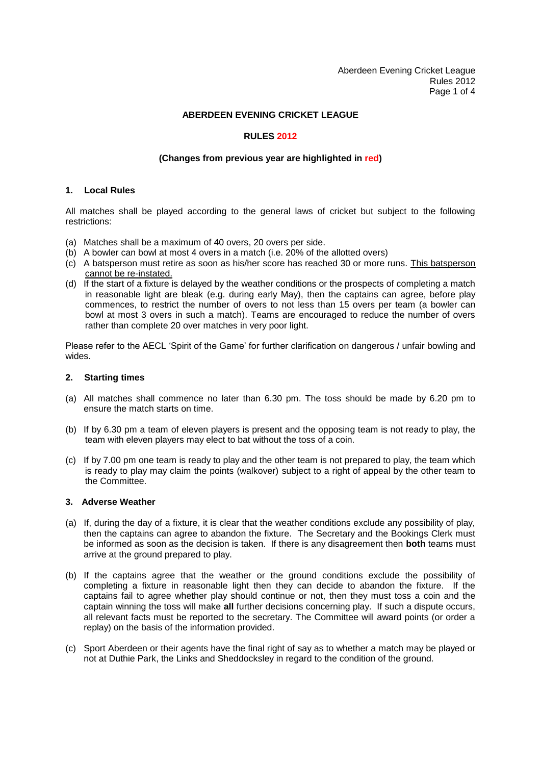# ABERDEEN EVENING CRICKET LEAGUE

## RULES 2012

**(Changes from previous year are highlighted in red)**

### 1. Local Rules

All matches shall be played according to the general laws of cricket but subject to the following restrictions:

- (a) Matches shall be a maximum of 40 overs, 20 overs per side.
- (b) A bowler can bowl at most 4 overs in a match (i.e. 20% of the allotted overs)
- (c) A batsperson must retire as soon as his/her score has reached 30 or more runs. <u>This batsperson cannot be re-instated.</u>
- (d) If the start of a fixture is delayed by the weather conditions or the prospects of completing a match in reasonable light are bleak (e.g. during early May), then the captains can agree, before play commences, to restrict the number of overs to not less than 15 overs per team (a bowler can bowl at most 3 overs in such a match). Teams are encouraged to reduce the number of overs rather than complete 20 over matches in very poor light.

Please refer to the AECL 'Spirit of the Game' for further clarification on dangerous / unfair bowling and wides.

### 2. Starting times

- (a) All matches shall commence no later than 6.30 pm. The toss should be made by 6.20 pm to ensure the match starts on time.
- (b) If by 6.30 pm a team of eleven players is present and the opposing team is not ready to play, the team with eleven players may elect to bat without the toss of a coin.
- (c) If by 7.00 pm one team is ready to play and the other team is not prepared to play, the team which is ready to play may claim the points (walkover) subject to a right of appeal by the other team to the Committee.

### 3. Adverse Weather

- (a) If, during the day of a fixture, it is clear that the weather conditions exclude any possibility of play, then the captains can agree to abandon the fixture. The Secretary and the Bookings Clerk must be informed as soon as the decision is taken. If there is any disagreement then **both** teams must arrive at the ground prepared to play.
- (b) If the captains agree that the weather or the ground conditions exclude the possibility of completing a fixture in reasonable light then they can decide to abandon the fixture. If the captains fail to agree whether play should continue or not, then they must toss a coin and the captain winning the toss will make **all** further decisions concerning play. If such a dispute occurs, all relevant facts must be reported to the secretary. The Committee will award points (or order a replay) on the basis of the information provided.
- (c) Sport Aberdeen or their agents have the final right of say as to whether a match may be played or not at Duthie Park, the Links and Sheddocksley in regard to the condition of the ground.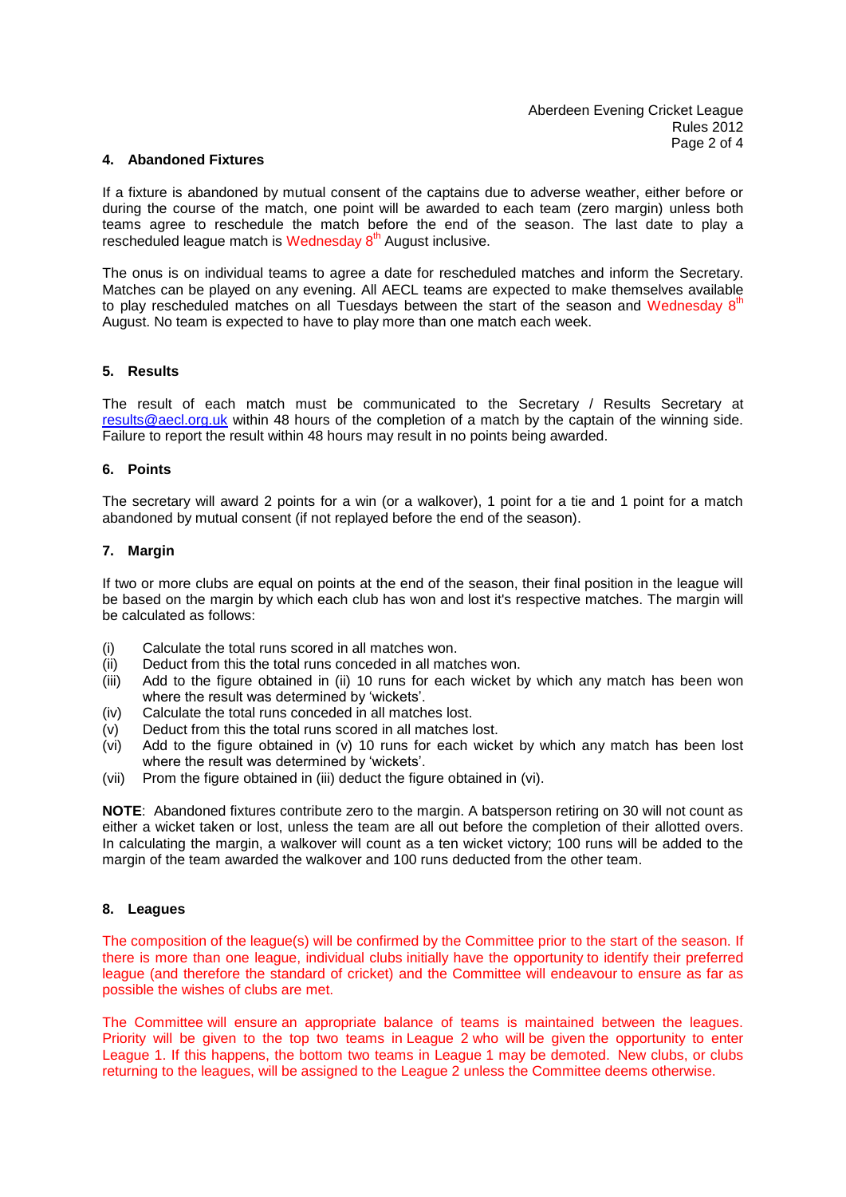## 4. Abandoned Fixtures

If a fixture is abandoned by mutual consent of the captains due to adverse weather, either before or during the course of the match, one point will be awarded to each team (zero margin) unless both teams agree to reschedule the match before the end of the season. The last date to play a rescheduled league match is Wednesday 8th August inclusive.

The onus is on individual teams to agree a date for rescheduled matches and inform the Secretary. Matches can be played on any evening. All AECL teams are expected to make themselves available to play rescheduled matches on all Tuesdays between the start of the season and Wednesday 8th August. No team is expected to have to play more than one match each week.

## 5. Results

The result of each match must be communicated to the Secretary / Results Secretary at results@aecl.org.uk within 48 hours of the completion of a match by the captain of the winning side. Failure to report the result within 48 hours may result in no points being awarded.

## 6. Points

The secretary will award 2 points for a win (or a walkover), 1 point for a tie and 1 point for a match abandoned by mutual consent (if not replayed before the end of the season).

## 7. Margin

If two or more clubs are equal on points at the end of the season, their final position in the league will be based on the margin by which each club has won and lost it's respective matches. The margin will be calculated as follows:

(i) Calculate the total runs scored in all matches won.
(ii) Deduct from this the total runs conceded in all matches won.
(iii) Add to the figure obtained in (ii) 10 runs for each wicket by which any match has been won where the result was determined by 'wickets'.
(iv) Calculate the total runs conceded in all matches lost.
(v) Deduct from this the total runs scored in all matches lost.
(vi) Add to the figure obtained in (v) 10 runs for each wicket by which any match has been lost where the result was determined by 'wickets'.
(vii) Prom the figure obtained in (iii) deduct the figure obtained in (vi).

**NOTE**: Abandoned fixtures contribute zero to the margin. A batsperson retiring on 30 will not count as either a wicket taken or lost, unless the team are all out before the completion of their allotted overs. In calculating the margin, a walkover will count as a ten wicket victory; 100 runs will be added to the margin of the team awarded the walkover and 100 runs deducted from the other team.

## 8. Leagues

The composition of the league(s) will be confirmed by the Committee prior to the start of the season. If there is more than one league, individual clubs initially have the opportunity to identify their preferred league (and therefore the standard of cricket) and the Committee will endeavour to ensure as far as possible the wishes of clubs are met.

The Committee will ensure an appropriate balance of teams is maintained between the leagues. Priority will be given to the top two teams in League 2 who will be given the opportunity to enter League 1. If this happens, the bottom two teams in League 1 may be demoted. New clubs, or clubs returning to the leagues, will be assigned to the League 2 unless the Committee deems otherwise.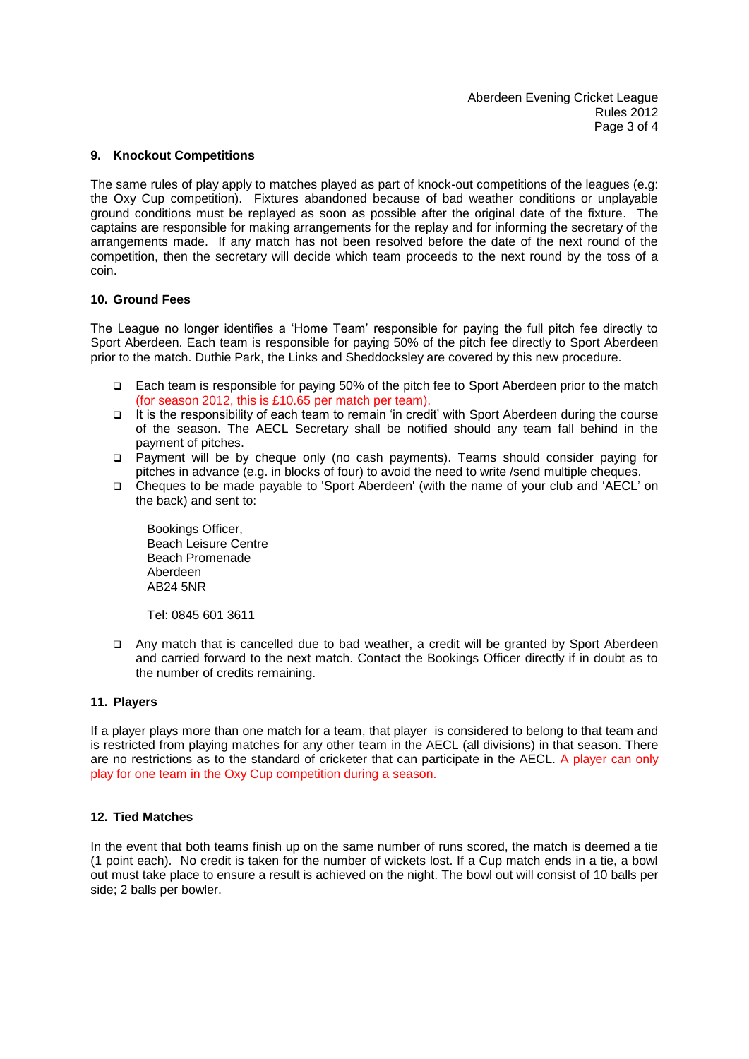## 9. Knockout Competitions

The same rules of play apply to matches played as part of knock-out competitions of the leagues (e.g: the Oxy Cup competition). Fixtures abandoned because of bad weather conditions or unplayable ground conditions must be replayed as soon as possible after the original date of the fixture. The captains are responsible for making arrangements for the replay and for informing the secretary of the arrangements made. If any match has not been resolved before the date of the next round of the competition, then the secretary will decide which team proceeds to the next round by the toss of a coin.

## 10. Ground Fees

The League no longer identifies a 'Home Team' responsible for paying the full pitch fee directly to Sport Aberdeen. Each team is responsible for paying 50% of the pitch fee directly to Sport Aberdeen prior to the match. Duthie Park, the Links and Sheddocksley are covered by this new procedure.

- Each team is responsible for paying 50% of the pitch fee to Sport Aberdeen prior to the match (for season 2012, this is £10.65 per match per team).
- It is the responsibility of each team to remain 'in credit' with Sport Aberdeen during the course of the season. The AECL Secretary shall be notified should any team fall behind in the payment of pitches.
- Payment will be by cheque only (no cash payments). Teams should consider paying for pitches in advance (e.g. in blocks of four) to avoid the need to write /send multiple cheques.
- Cheques to be made payable to 'Sport Aberdeen' (with the name of your club and 'AECL' on the back) and sent to:

  Bookings Officer,
  Beach Leisure Centre
  Beach Promenade
  Aberdeen
  AB24 5NR

  Tel: 0845 601 3611

- Any match that is cancelled due to bad weather, a credit will be granted by Sport Aberdeen and carried forward to the next match. Contact the Bookings Officer directly if in doubt as to the number of credits remaining.

## 11. Players

If a player plays more than one match for a team, that player is considered to belong to that team and is restricted from playing matches for any other team in the AECL (all divisions) in that season. There are no restrictions as to the standard of cricketer that can participate in the AECL. A player can only play for one team in the Oxy Cup competition during a season.

## 12. Tied Matches

In the event that both teams finish up on the same number of runs scored, the match is deemed a tie (1 point each). No credit is taken for the number of wickets lost. If a Cup match ends in a tie, a bowl out must take place to ensure a result is achieved on the night. The bowl out will consist of 10 balls per side; 2 balls per bowler.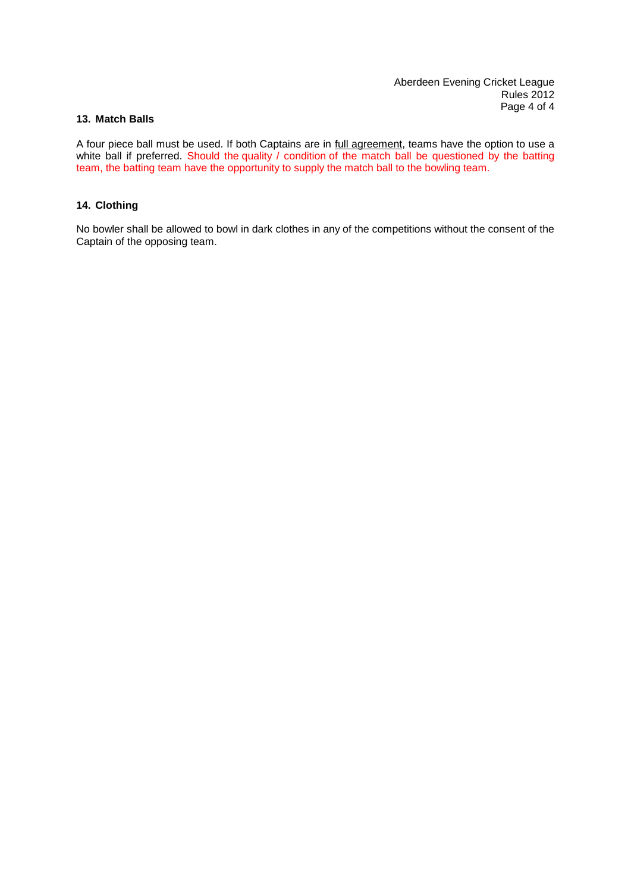### 13. Match Balls

A four piece ball must be used. If both Captains are in <u>full agreement</u>, teams have the option to use a white ball if preferred. Should the quality / condition of the match ball be questioned by the batting team, the batting team have the opportunity to supply the match ball to the bowling team.

### 14. Clothing

No bowler shall be allowed to bowl in dark clothes in any of the competitions without the consent of the Captain of the opposing team.